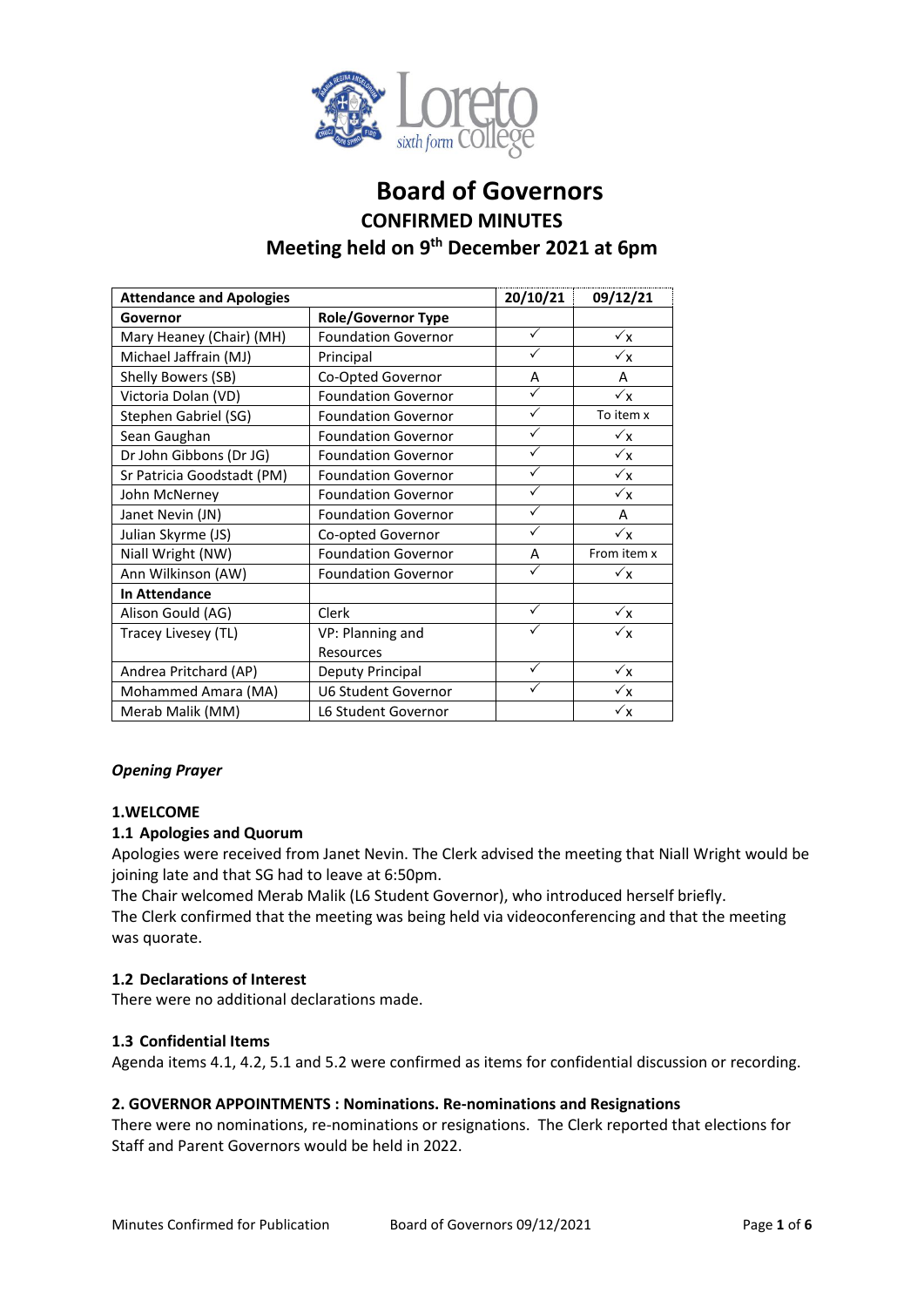# Board of Governors

## CONFIRMED MINUTES

## Meeting held on 9th December 2021 at 6pm

| Attendance and Apologies | | 20/10/21 | 09/12/21 |
|---|---|---|---|
| **Governor** | **Role/Governor Type** | | |
| Mary Heaney (Chair) (MH) | Foundation Governor | ✓ | ✓x |
| Michael Jaffrain (MJ) | Principal | ✓ | ✓x |
| Shelly Bowers (SB) | Co-Opted Governor | A | A |
| Victoria Dolan (VD) | Foundation Governor | ✓ | ✓x |
| Stephen Gabriel (SG) | Foundation Governor | ✓ | To item x |
| Sean Gaughan | Foundation Governor | ✓ | ✓x |
| Dr John Gibbons (Dr JG) | Foundation Governor | ✓ | ✓x |
| Sr Patricia Goodstadt (PM) | Foundation Governor | ✓ | ✓x |
| John McNerney | Foundation Governor | ✓ | ✓x |
| Janet Nevin (JN) | Foundation Governor | ✓ | A |
| Julian Skyrme (JS) | Co-opted Governor | ✓ | ✓x |
| Niall Wright (NW) | Foundation Governor | A | From item x |
| Ann Wilkinson (AW) | Foundation Governor | ✓ | ✓x |
| **In Attendance** | | | |
| Alison Gould (AG) | Clerk | ✓ | ✓x |
| Tracey Livesey (TL) | VP: Planning and Resources | ✓ | ✓x |
| Andrea Pritchard (AP) | Deputy Principal | ✓ | ✓x |
| Mohammed Amara (MA) | U6 Student Governor | ✓ | ✓x |
| Merab Malik (MM) | L6 Student Governor | | ✓x |

***Opening Prayer***

### 1.WELCOME

#### 1.1 Apologies and Quorum

Apologies were received from Janet Nevin. The Clerk advised the meeting that Niall Wright would be joining late and that SG had to leave at 6:50pm.

The Chair welcomed Merab Malik (L6 Student Governor), who introduced herself briefly.

The Clerk confirmed that the meeting was being held via videoconferencing and that the meeting was quorate.

#### 1.2 Declarations of Interest

There were no additional declarations made.

#### 1.3 Confidential Items

Agenda items 4.1, 4.2, 5.1 and 5.2 were confirmed as items for confidential discussion or recording.

### 2. GOVERNOR APPOINTMENTS : Nominations. Re-nominations and Resignations

There were no nominations, re-nominations or resignations. The Clerk reported that elections for Staff and Parent Governors would be held in 2022.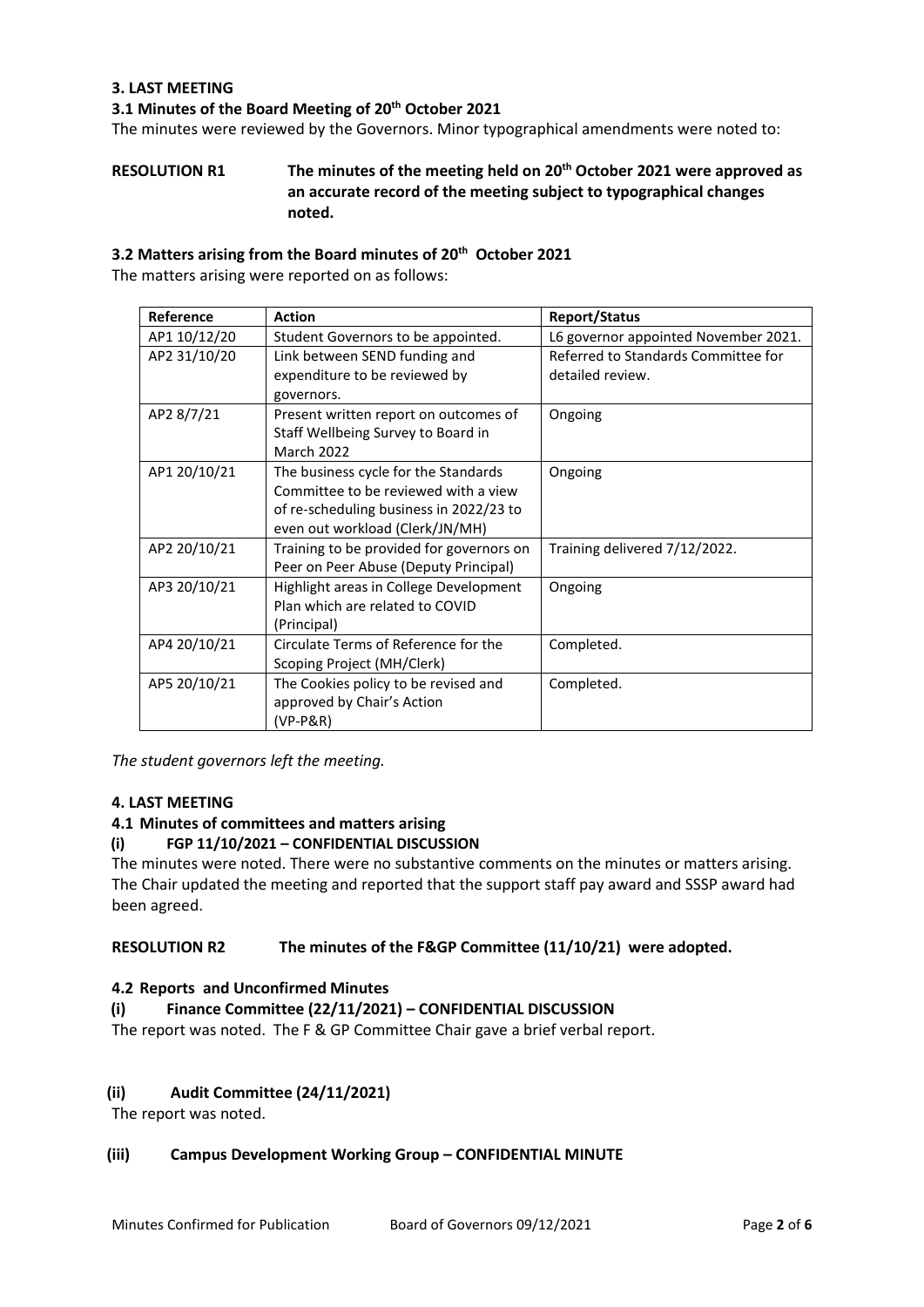### 3. LAST MEETING

#### 3.1 Minutes of the Board Meeting of 20th October 2021

The minutes were reviewed by the Governors. Minor typographical amendments were noted to:

**RESOLUTION R1** **The minutes of the meeting held on 20th October 2021 were approved as an accurate record of the meeting subject to typographical changes noted.**

#### 3.2 Matters arising from the Board minutes of 20th October 2021

The matters arising were reported on as follows:

| Reference | Action | Report/Status |
| --- | --- | --- |
| AP1 10/12/20 | Student Governors to be appointed. | L6 governor appointed November 2021. |
| AP2 31/10/20 | Link between SEND funding and expenditure to be reviewed by governors. | Referred to Standards Committee for detailed review. |
| AP2 8/7/21 | Present written report on outcomes of Staff Wellbeing Survey to Board in March 2022 | Ongoing |
| AP1 20/10/21 | The business cycle for the Standards Committee to be reviewed with a view of re-scheduling business in 2022/23 to even out workload (Clerk/JN/MH) | Ongoing |
| AP2 20/10/21 | Training to be provided for governors on Peer on Peer Abuse (Deputy Principal) | Training delivered 7/12/2022. |
| AP3 20/10/21 | Highlight areas in College Development Plan which are related to COVID (Principal) | Ongoing |
| AP4 20/10/21 | Circulate Terms of Reference for the Scoping Project (MH/Clerk) | Completed. |
| AP5 20/10/21 | The Cookies policy to be revised and approved by Chair's Action (VP-P&R) | Completed. |

*The student governors left the meeting.*

### 4. LAST MEETING

#### 4.1 Minutes of committees and matters arising

**(i) FGP 11/10/2021 – CONFIDENTIAL DISCUSSION**

The minutes were noted. There were no substantive comments on the minutes or matters arising. The Chair updated the meeting and reported that the support staff pay award and SSSP award had been agreed.

**RESOLUTION R2** **The minutes of the F&GP Committee (11/10/21) were adopted.**

#### 4.2 Reports and Unconfirmed Minutes

**(i) Finance Committee (22/11/2021) – CONFIDENTIAL DISCUSSION**

The report was noted. The F & GP Committee Chair gave a brief verbal report.

**(ii) Audit Committee (24/11/2021)**

The report was noted.

**(iii) Campus Development Working Group – CONFIDENTIAL MINUTE**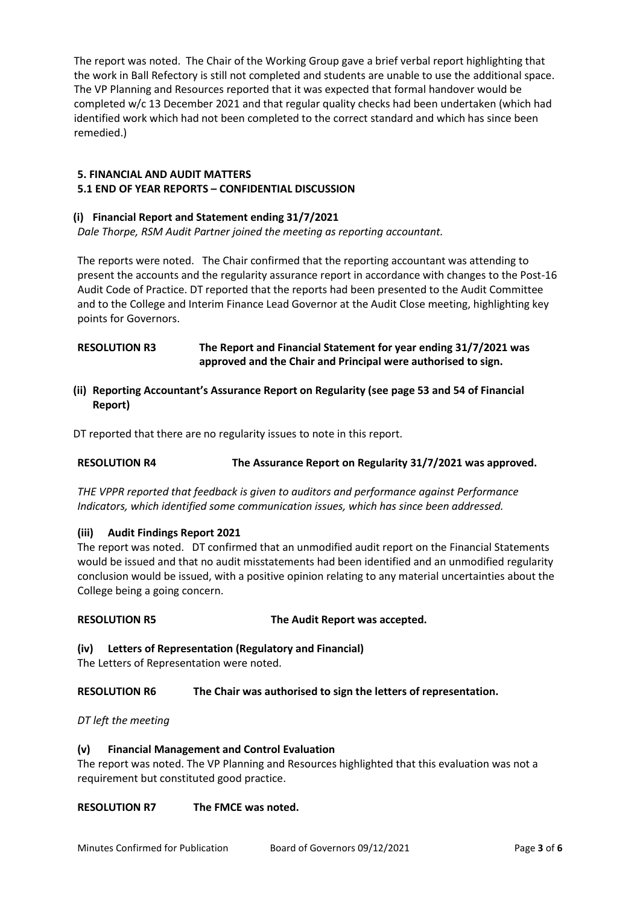The report was noted. The Chair of the Working Group gave a brief verbal report highlighting that the work in Ball Refectory is still not completed and students are unable to use the additional space. The VP Planning and Resources reported that it was expected that formal handover would be completed w/c 13 December 2021 and that regular quality checks had been undertaken (which had identified work which had not been completed to the correct standard and which has since been remedied.)

## 5. FINANCIAL AND AUDIT MATTERS

### 5.1 END OF YEAR REPORTS – CONFIDENTIAL DISCUSSION

#### (i) Financial Report and Statement ending 31/7/2021

*Dale Thorpe, RSM Audit Partner joined the meeting as reporting accountant.*

The reports were noted. The Chair confirmed that the reporting accountant was attending to present the accounts and the regularity assurance report in accordance with changes to the Post-16 Audit Code of Practice. DT reported that the reports had been presented to the Audit Committee and to the College and Interim Finance Lead Governor at the Audit Close meeting, highlighting key points for Governors.

**RESOLUTION R3** **The Report and Financial Statement for year ending 31/7/2021 was approved and the Chair and Principal were authorised to sign.**

#### (ii) Reporting Accountant's Assurance Report on Regularity (see page 53 and 54 of Financial Report)

DT reported that there are no regularity issues to note in this report.

**RESOLUTION R4** **The Assurance Report on Regularity 31/7/2021 was approved.**

*THE VPPR reported that feedback is given to auditors and performance against Performance Indicators, which identified some communication issues, which has since been addressed.*

#### (iii) Audit Findings Report 2021

The report was noted. DT confirmed that an unmodified audit report on the Financial Statements would be issued and that no audit misstatements had been identified and an unmodified regularity conclusion would be issued, with a positive opinion relating to any material uncertainties about the College being a going concern.

**RESOLUTION R5** **The Audit Report was accepted.**

#### (iv) Letters of Representation (Regulatory and Financial)

The Letters of Representation were noted.

**RESOLUTION R6** **The Chair was authorised to sign the letters of representation.**

*DT left the meeting*

#### (v) Financial Management and Control Evaluation

The report was noted. The VP Planning and Resources highlighted that this evaluation was not a requirement but constituted good practice.

**RESOLUTION R7** **The FMCE was noted.**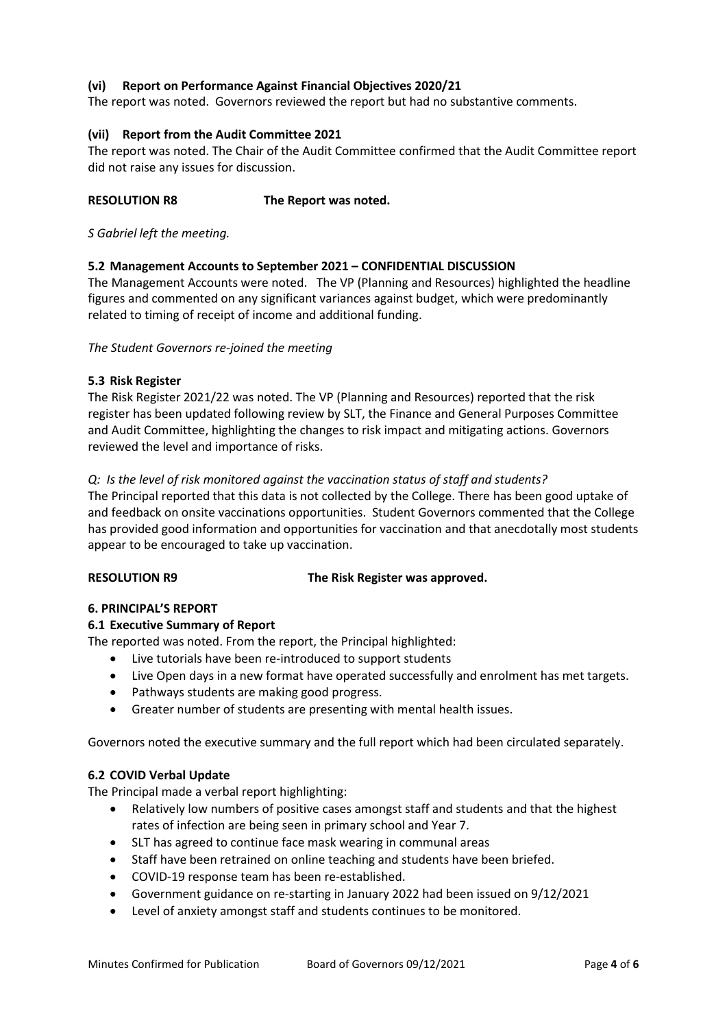### (vi) Report on Performance Against Financial Objectives 2020/21

The report was noted. Governors reviewed the report but had no substantive comments.

### (vii) Report from the Audit Committee 2021

The report was noted. The Chair of the Audit Committee confirmed that the Audit Committee report did not raise any issues for discussion.

**RESOLUTION R8 The Report was noted.**

*S Gabriel left the meeting.*

### 5.2 Management Accounts to September 2021 – CONFIDENTIAL DISCUSSION

The Management Accounts were noted. The VP (Planning and Resources) highlighted the headline figures and commented on any significant variances against budget, which were predominantly related to timing of receipt of income and additional funding.

*The Student Governors re-joined the meeting*

### 5.3 Risk Register

The Risk Register 2021/22 was noted. The VP (Planning and Resources) reported that the risk register has been updated following review by SLT, the Finance and General Purposes Committee and Audit Committee, highlighting the changes to risk impact and mitigating actions. Governors reviewed the level and importance of risks.

*Q: Is the level of risk monitored against the vaccination status of staff and students?*

The Principal reported that this data is not collected by the College. There has been good uptake of and feedback on onsite vaccinations opportunities. Student Governors commented that the College has provided good information and opportunities for vaccination and that anecdotally most students appear to be encouraged to take up vaccination.

**RESOLUTION R9 The Risk Register was approved.**

## 6. PRINCIPAL'S REPORT

### 6.1 Executive Summary of Report

The reported was noted. From the report, the Principal highlighted:

- Live tutorials have been re-introduced to support students
- Live Open days in a new format have operated successfully and enrolment has met targets.
- Pathways students are making good progress.
- Greater number of students are presenting with mental health issues.

Governors noted the executive summary and the full report which had been circulated separately.

### 6.2 COVID Verbal Update

The Principal made a verbal report highlighting:

- Relatively low numbers of positive cases amongst staff and students and that the highest rates of infection are being seen in primary school and Year 7.
- SLT has agreed to continue face mask wearing in communal areas
- Staff have been retrained on online teaching and students have been briefed.
- COVID-19 response team has been re-established.
- Government guidance on re-starting in January 2022 had been issued on 9/12/2021
- Level of anxiety amongst staff and students continues to be monitored.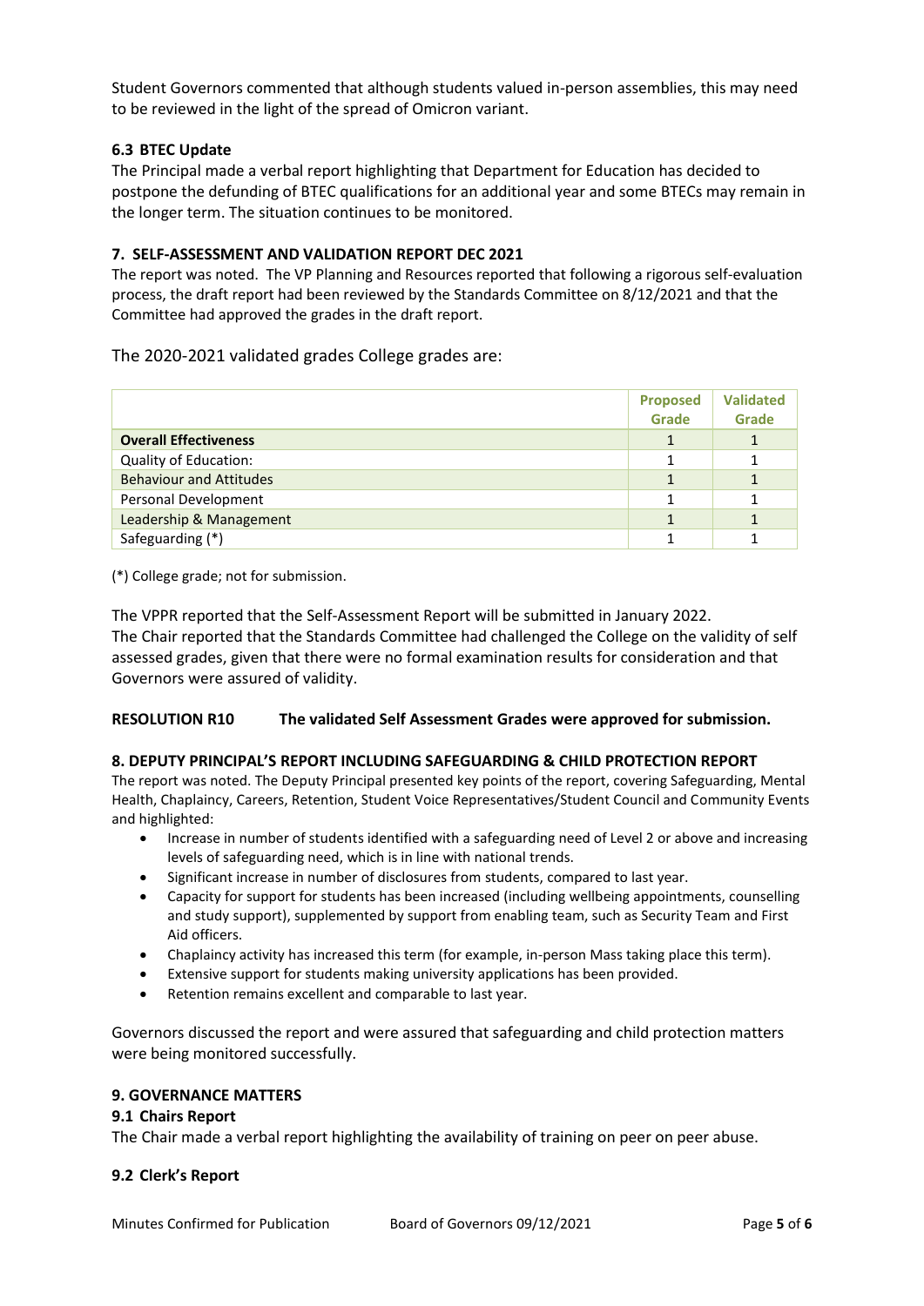Student Governors commented that although students valued in-person assemblies, this may need to be reviewed in the light of the spread of Omicron variant.

### 6.3 BTEC Update

The Principal made a verbal report highlighting that Department for Education has decided to postpone the defunding of BTEC qualifications for an additional year and some BTECs may remain in the longer term. The situation continues to be monitored.

## 7. SELF-ASSESSMENT AND VALIDATION REPORT DEC 2021

The report was noted. The VP Planning and Resources reported that following a rigorous self-evaluation process, the draft report had been reviewed by the Standards Committee on 8/12/2021 and that the Committee had approved the grades in the draft report.

The 2020-2021 validated grades College grades are:

| | Proposed Grade | Validated Grade |
|---|---|---|
| **Overall Effectiveness** | 1 | 1 |
| Quality of Education: | 1 | 1 |
| Behaviour and Attitudes | 1 | 1 |
| Personal Development | 1 | 1 |
| Leadership & Management | 1 | 1 |
| Safeguarding (*) | 1 | 1 |

(*) College grade; not for submission.

The VPPR reported that the Self-Assessment Report will be submitted in January 2022.
The Chair reported that the Standards Committee had challenged the College on the validity of self assessed grades, given that there were no formal examination results for consideration and that Governors were assured of validity.

**RESOLUTION R10 The validated Self Assessment Grades were approved for submission.**

## 8. DEPUTY PRINCIPAL'S REPORT INCLUDING SAFEGUARDING & CHILD PROTECTION REPORT

The report was noted. The Deputy Principal presented key points of the report, covering Safeguarding, Mental Health, Chaplaincy, Careers, Retention, Student Voice Representatives/Student Council and Community Events and highlighted:

- Increase in number of students identified with a safeguarding need of Level 2 or above and increasing levels of safeguarding need, which is in line with national trends.
- Significant increase in number of disclosures from students, compared to last year.
- Capacity for support for students has been increased (including wellbeing appointments, counselling and study support), supplemented by support from enabling team, such as Security Team and First Aid officers.
- Chaplaincy activity has increased this term (for example, in-person Mass taking place this term).
- Extensive support for students making university applications has been provided.
- Retention remains excellent and comparable to last year.

Governors discussed the report and were assured that safeguarding and child protection matters were being monitored successfully.

## 9. GOVERNANCE MATTERS

### 9.1 Chairs Report

The Chair made a verbal report highlighting the availability of training on peer on peer abuse.

### 9.2 Clerk's Report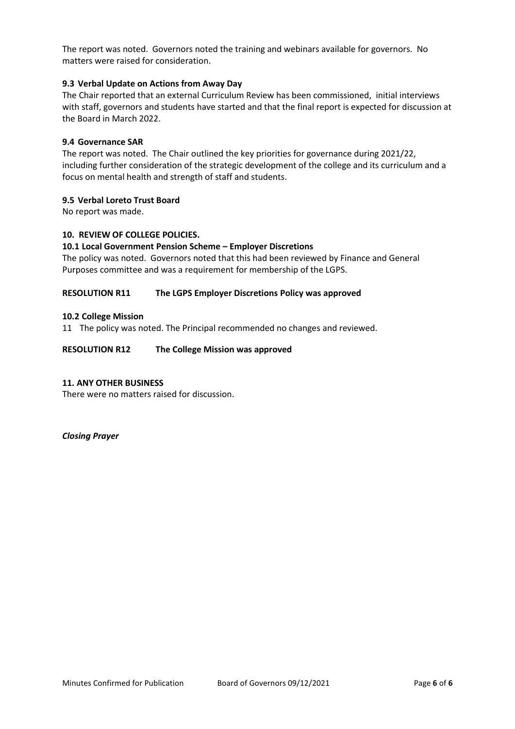The report was noted. Governors noted the training and webinars available for governors. No matters were raised for consideration.

### 9.3 Verbal Update on Actions from Away Day

The Chair reported that an external Curriculum Review has been commissioned, initial interviews with staff, governors and students have started and that the final report is expected for discussion at the Board in March 2022.

### 9.4 Governance SAR

The report was noted. The Chair outlined the key priorities for governance during 2021/22, including further consideration of the strategic development of the college and its curriculum and a focus on mental health and strength of staff and students.

### 9.5 Verbal Loreto Trust Board

No report was made.

## 10. REVIEW OF COLLEGE POLICIES.

### 10.1 Local Government Pension Scheme – Employer Discretions

The policy was noted. Governors noted that this had been reviewed by Finance and General Purposes committee and was a requirement for membership of the LGPS.

**RESOLUTION R11 The LGPS Employer Discretions Policy was approved**

### 10.2 College Mission

11 The policy was noted. The Principal recommended no changes and reviewed.

**RESOLUTION R12 The College Mission was approved**

## 11. ANY OTHER BUSINESS

There were no matters raised for discussion.

***Closing Prayer***